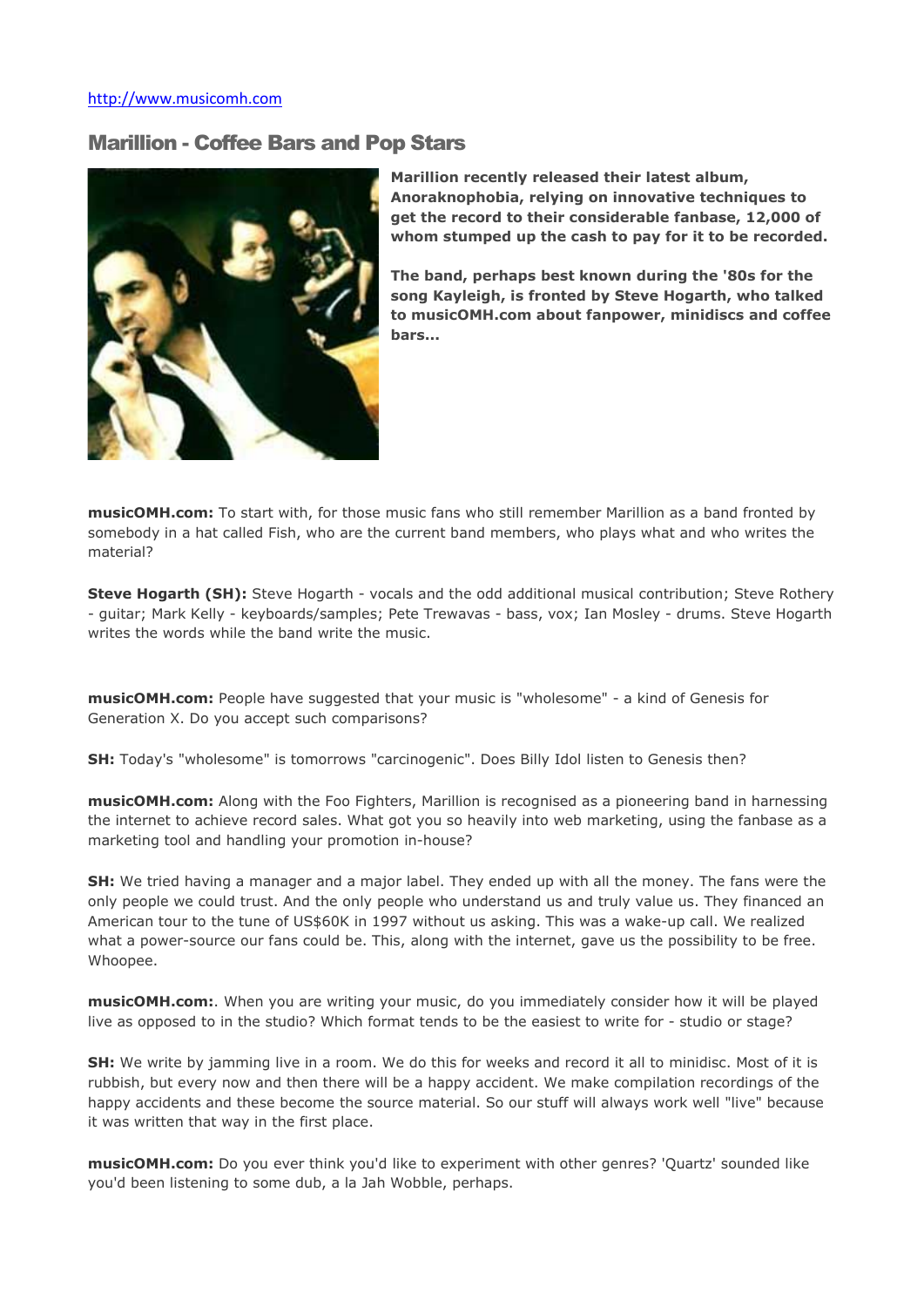http://www.musicomh.com

## Marillion - Coffee Bars and Pop Stars

**Marillion recently released their latest album, Anoraknophobia, relying on innovative techniques to get the record to their considerable fanbase, 12,000 of whom stumped up the cash to pay for it to be recorded.**

**The band, perhaps best known during the '80s for the song Kayleigh, is fronted by Steve Hogarth, who talked to musicOMH.com about fanpower, minidiscs and coffee bars...**

**musicOMH.com:** To start with, for those music fans who still remember Marillion as a band fronted by somebody in a hat called Fish, who are the current band members, who plays what and who writes the material?

**Steve Hogarth (SH):** Steve Hogarth - vocals and the odd additional musical contribution; Steve Rothery - guitar; Mark Kelly - keyboards/samples; Pete Trewavas - bass, vox; Ian Mosley - drums. Steve Hogarth writes the words while the band write the music.

**musicOMH.com:** People have suggested that your music is "wholesome" - a kind of Genesis for Generation X. Do you accept such comparisons?

**SH:** Today's "wholesome" is tomorrows "carcinogenic". Does Billy Idol listen to Genesis then?

**musicOMH.com:** Along with the Foo Fighters, Marillion is recognised as a pioneering band in harnessing the internet to achieve record sales. What got you so heavily into web marketing, using the fanbase as a marketing tool and handling your promotion in-house?

**SH:** We tried having a manager and a major label. They ended up with all the money. The fans were the only people we could trust. And the only people who understand us and truly value us. They financed an American tour to the tune of US$60K in 1997 without us asking. This was a wake-up call. We realized what a power-source our fans could be. This, along with the internet, gave us the possibility to be free. Whoopee.

**musicOMH.com:**. When you are writing your music, do you immediately consider how it will be played live as opposed to in the studio? Which format tends to be the easiest to write for - studio or stage?

**SH:** We write by jamming live in a room. We do this for weeks and record it all to minidisc. Most of it is rubbish, but every now and then there will be a happy accident. We make compilation recordings of the happy accidents and these become the source material. So our stuff will always work well "live" because it was written that way in the first place.

**musicOMH.com:** Do you ever think you'd like to experiment with other genres? 'Quartz' sounded like you'd been listening to some dub, a la Jah Wobble, perhaps.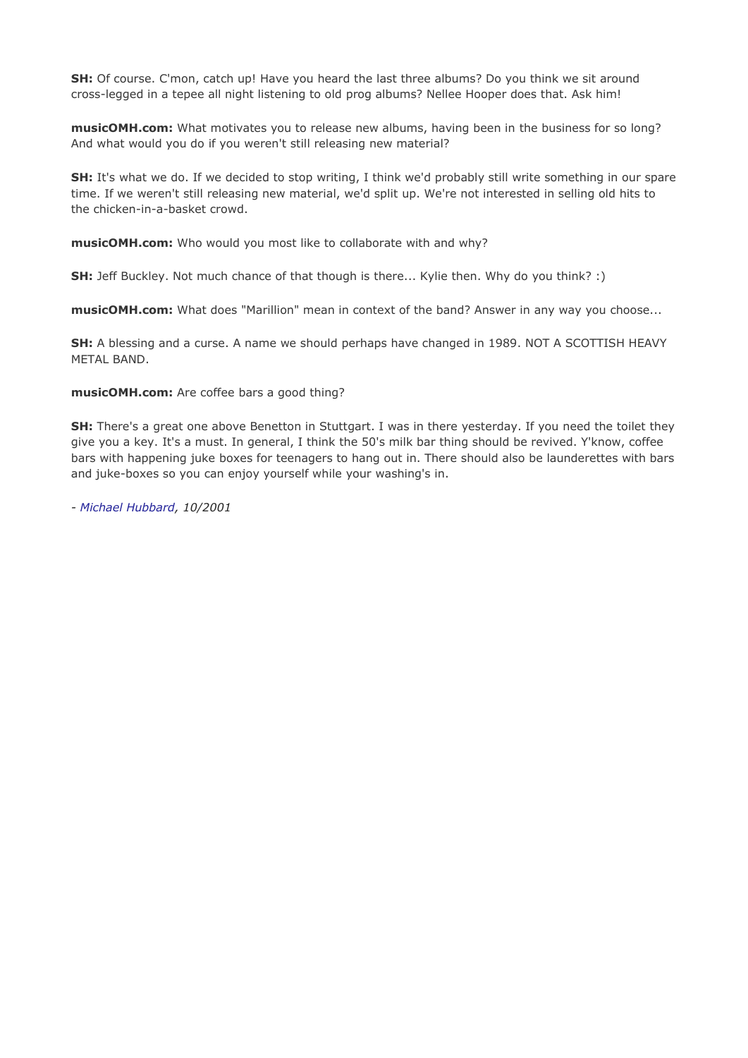**SH:** Of course. C'mon, catch up! Have you heard the last three albums? Do you think we sit around cross-legged in a tepee all night listening to old prog albums? Nellee Hooper does that. Ask him!

**musicOMH.com:** What motivates you to release new albums, having been in the business for so long? And what would you do if you weren't still releasing new material?

**SH:** It's what we do. If we decided to stop writing, I think we'd probably still write something in our spare time. If we weren't still releasing new material, we'd split up. We're not interested in selling old hits to the chicken-in-a-basket crowd.

**musicOMH.com:** Who would you most like to collaborate with and why?

**SH:** Jeff Buckley. Not much chance of that though is there... Kylie then. Why do you think? :)

**musicOMH.com:** What does "Marillion" mean in context of the band? Answer in any way you choose...

**SH:** A blessing and a curse. A name we should perhaps have changed in 1989. NOT A SCOTTISH HEAVY METAL BAND.

**musicOMH.com:** Are coffee bars a good thing?

**SH:** There's a great one above Benetton in Stuttgart. I was in there yesterday. If you need the toilet they give you a key. It's a must. In general, I think the 50's milk bar thing should be revived. Y'know, coffee bars with happening juke boxes for teenagers to hang out in. There should also be launderettes with bars and juke-boxes so you can enjoy yourself while your washing's in.

*- Michael Hubbard, 10/2001*